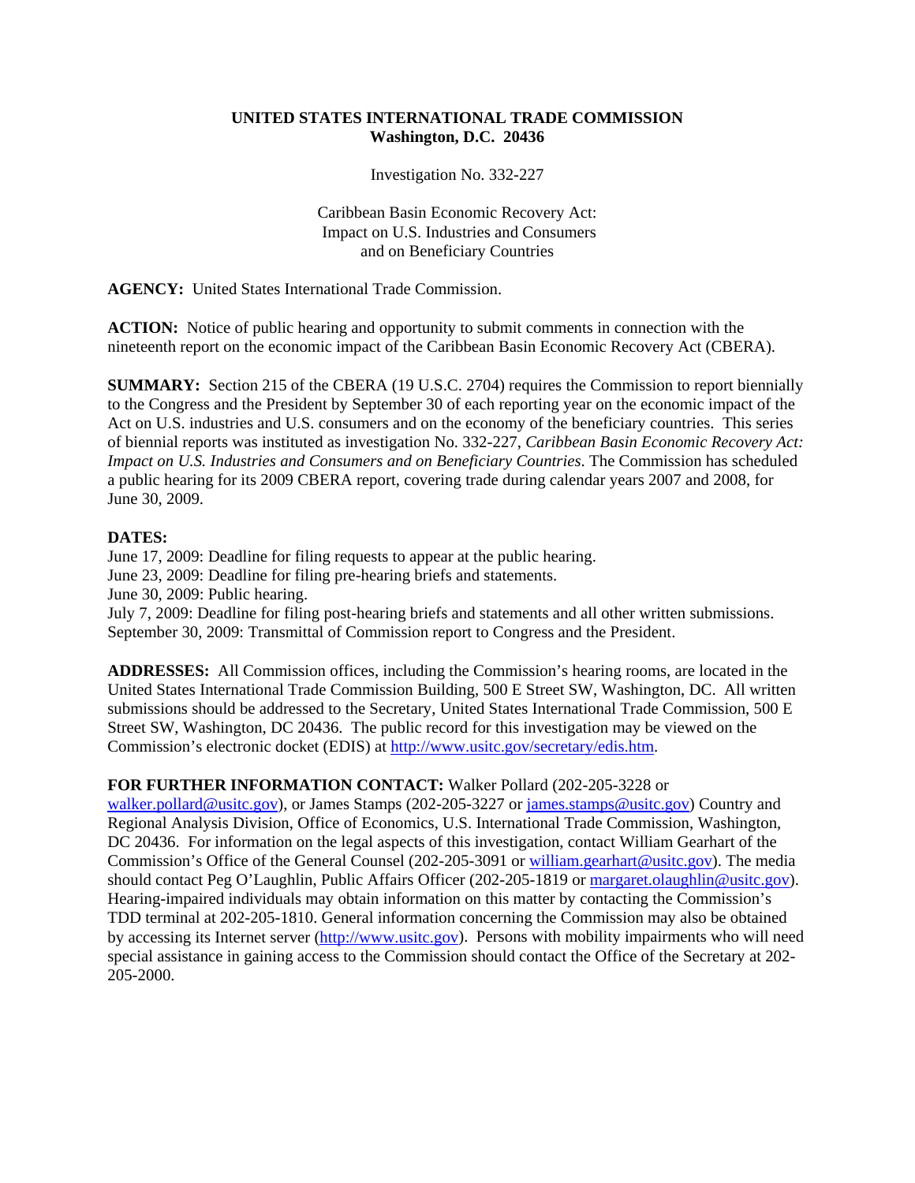**UNITED STATES INTERNATIONAL TRADE COMMISSION**
**Washington, D.C. 20436**

Investigation No. 332-227

Caribbean Basin Economic Recovery Act:
Impact on U.S. Industries and Consumers
and on Beneficiary Countries

**AGENCY:** United States International Trade Commission.

**ACTION:** Notice of public hearing and opportunity to submit comments in connection with the nineteenth report on the economic impact of the Caribbean Basin Economic Recovery Act (CBERA).

**SUMMARY:** Section 215 of the CBERA (19 U.S.C. 2704) requires the Commission to report biennially to the Congress and the President by September 30 of each reporting year on the economic impact of the Act on U.S. industries and U.S. consumers and on the economy of the beneficiary countries. This series of biennial reports was instituted as investigation No. 332-227, *Caribbean Basin Economic Recovery Act: Impact on U.S. Industries and Consumers and on Beneficiary Countries*. The Commission has scheduled a public hearing for its 2009 CBERA report, covering trade during calendar years 2007 and 2008, for June 30, 2009.

**DATES:**
June 17, 2009: Deadline for filing requests to appear at the public hearing.
June 23, 2009: Deadline for filing pre-hearing briefs and statements.
June 30, 2009: Public hearing.
July 7, 2009: Deadline for filing post-hearing briefs and statements and all other written submissions.
September 30, 2009: Transmittal of Commission report to Congress and the President.

**ADDRESSES:** All Commission offices, including the Commission's hearing rooms, are located in the United States International Trade Commission Building, 500 E Street SW, Washington, DC. All written submissions should be addressed to the Secretary, United States International Trade Commission, 500 E Street SW, Washington, DC 20436. The public record for this investigation may be viewed on the Commission's electronic docket (EDIS) at http://www.usitc.gov/secretary/edis.htm.

**FOR FURTHER INFORMATION CONTACT:** Walker Pollard (202-205-3228 or walker.pollard@usitc.gov), or James Stamps (202-205-3227 or james.stamps@usitc.gov) Country and Regional Analysis Division, Office of Economics, U.S. International Trade Commission, Washington, DC 20436. For information on the legal aspects of this investigation, contact William Gearhart of the Commission's Office of the General Counsel (202-205-3091 or william.gearhart@usitc.gov). The media should contact Peg O'Laughlin, Public Affairs Officer (202-205-1819 or margaret.olaughlin@usitc.gov). Hearing-impaired individuals may obtain information on this matter by contacting the Commission's TDD terminal at 202-205-1810. General information concerning the Commission may also be obtained by accessing its Internet server (http://www.usitc.gov). Persons with mobility impairments who will need special assistance in gaining access to the Commission should contact the Office of the Secretary at 202-205-2000.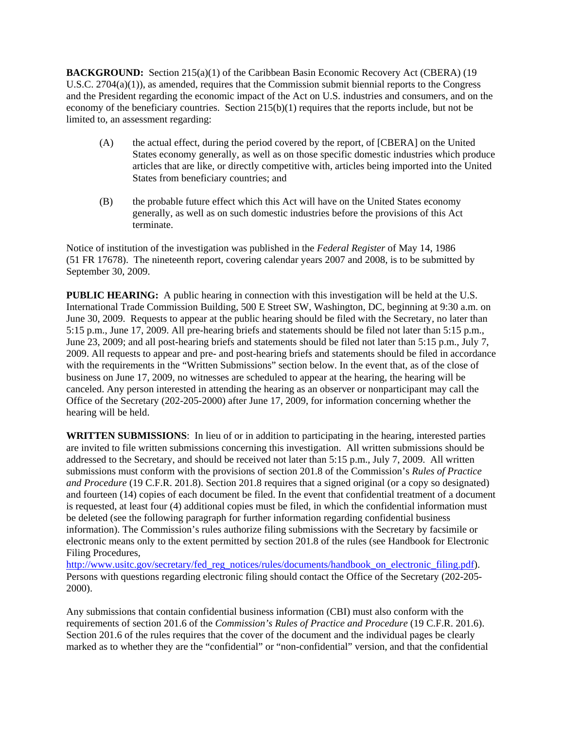**BACKGROUND:** Section 215(a)(1) of the Caribbean Basin Economic Recovery Act (CBERA) (19 U.S.C. 2704(a)(1)), as amended, requires that the Commission submit biennial reports to the Congress and the President regarding the economic impact of the Act on U.S. industries and consumers, and on the economy of the beneficiary countries. Section 215(b)(1) requires that the reports include, but not be limited to, an assessment regarding:

(A) the actual effect, during the period covered by the report, of [CBERA] on the United States economy generally, as well as on those specific domestic industries which produce articles that are like, or directly competitive with, articles being imported into the United States from beneficiary countries; and

(B) the probable future effect which this Act will have on the United States economy generally, as well as on such domestic industries before the provisions of this Act terminate.

Notice of institution of the investigation was published in the *Federal Register* of May 14, 1986 (51 FR 17678). The nineteenth report, covering calendar years 2007 and 2008, is to be submitted by September 30, 2009.

**PUBLIC HEARING:** A public hearing in connection with this investigation will be held at the U.S. International Trade Commission Building, 500 E Street SW, Washington, DC, beginning at 9:30 a.m. on June 30, 2009. Requests to appear at the public hearing should be filed with the Secretary, no later than 5:15 p.m., June 17, 2009. All pre-hearing briefs and statements should be filed not later than 5:15 p.m., June 23, 2009; and all post-hearing briefs and statements should be filed not later than 5:15 p.m., July 7, 2009. All requests to appear and pre- and post-hearing briefs and statements should be filed in accordance with the requirements in the "Written Submissions" section below. In the event that, as of the close of business on June 17, 2009, no witnesses are scheduled to appear at the hearing, the hearing will be canceled. Any person interested in attending the hearing as an observer or nonparticipant may call the Office of the Secretary (202-205-2000) after June 17, 2009, for information concerning whether the hearing will be held.

**WRITTEN SUBMISSIONS**: In lieu of or in addition to participating in the hearing, interested parties are invited to file written submissions concerning this investigation. All written submissions should be addressed to the Secretary, and should be received not later than 5:15 p.m., July 7, 2009. All written submissions must conform with the provisions of section 201.8 of the Commission's *Rules of Practice and Procedure* (19 C.F.R. 201.8). Section 201.8 requires that a signed original (or a copy so designated) and fourteen (14) copies of each document be filed. In the event that confidential treatment of a document is requested, at least four (4) additional copies must be filed, in which the confidential information must be deleted (see the following paragraph for further information regarding confidential business information). The Commission's rules authorize filing submissions with the Secretary by facsimile or electronic means only to the extent permitted by section 201.8 of the rules (see Handbook for Electronic Filing Procedures, http://www.usitc.gov/secretary/fed_reg_notices/rules/documents/handbook_on_electronic_filing.pdf). Persons with questions regarding electronic filing should contact the Office of the Secretary (202-205-2000).

Any submissions that contain confidential business information (CBI) must also conform with the requirements of section 201.6 of the *Commission's Rules of Practice and Procedure* (19 C.F.R. 201.6). Section 201.6 of the rules requires that the cover of the document and the individual pages be clearly marked as to whether they are the "confidential" or "non-confidential" version, and that the confidential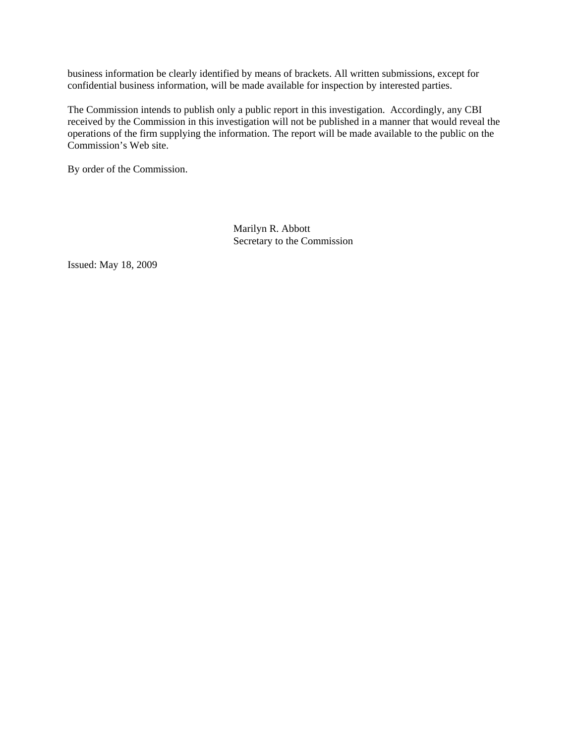business information be clearly identified by means of brackets. All written submissions, except for confidential business information, will be made available for inspection by interested parties.

The Commission intends to publish only a public report in this investigation. Accordingly, any CBI received by the Commission in this investigation will not be published in a manner that would reveal the operations of the firm supplying the information. The report will be made available to the public on the Commission's Web site.

By order of the Commission.

Marilyn R. Abbott
Secretary to the Commission

Issued: May 18, 2009